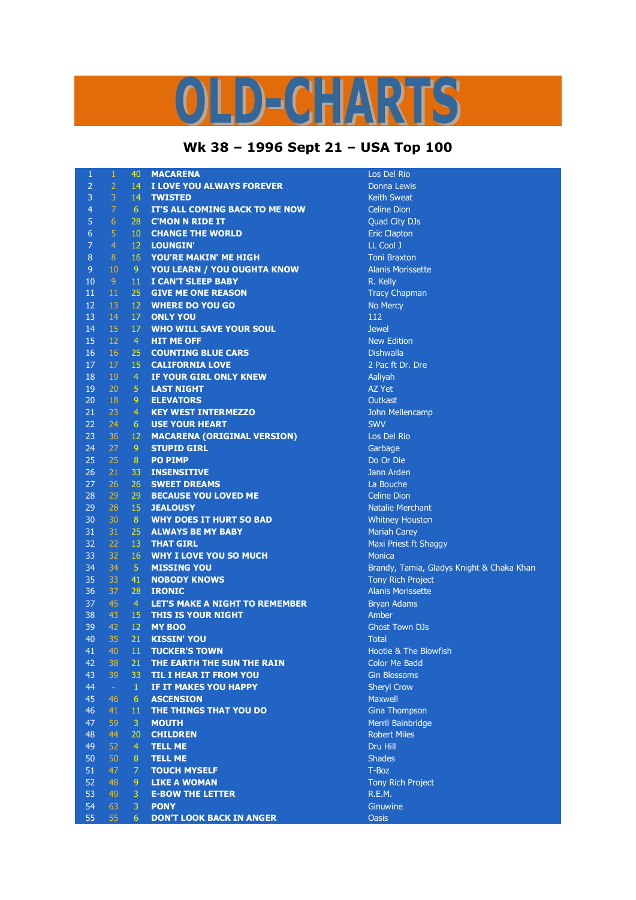# OLD-CHARTS

## Wk 38 – 1996 Sept 21 – USA Top 100

| | | | | |
|---|---|---|---|---|
| 1 | 1 | 40 | MACARENA | Los Del Rio |
| 2 | 2 | 14 | I LOVE YOU ALWAYS FOREVER | Donna Lewis |
| 3 | 3 | 14 | TWISTED | Keith Sweat |
| 4 | 7 | 6 | IT'S ALL COMING BACK TO ME NOW | Celine Dion |
| 5 | 6 | 28 | C'MON N RIDE IT | Quad City DJs |
| 6 | 5 | 10 | CHANGE THE WORLD | Eric Clapton |
| 7 | 4 | 12 | LOUNGIN' | LL Cool J |
| 8 | 8 | 16 | YOU'RE MAKIN' ME HIGH | Toni Braxton |
| 9 | 10 | 9 | YOU LEARN / YOU OUGHTA KNOW | Alanis Morissette |
| 10 | 9 | 11 | I CAN'T SLEEP BABY | R. Kelly |
| 11 | 11 | 25 | GIVE ME ONE REASON | Tracy Chapman |
| 12 | 13 | 12 | WHERE DO YOU GO | No Mercy |
| 13 | 14 | 17 | ONLY YOU | 112 |
| 14 | 15 | 17 | WHO WILL SAVE YOUR SOUL | Jewel |
| 15 | 12 | 4 | HIT ME OFF | New Edition |
| 16 | 16 | 25 | COUNTING BLUE CARS | Dishwalla |
| 17 | 17 | 15 | CALIFORNIA LOVE | 2 Pac ft Dr. Dre |
| 18 | 19 | 4 | IF YOUR GIRL ONLY KNEW | Aaliyah |
| 19 | 20 | 5 | LAST NIGHT | AZ Yet |
| 20 | 18 | 9 | ELEVATORS | Outkast |
| 21 | 23 | 4 | KEY WEST INTERMEZZO | John Mellencamp |
| 22 | 24 | 6 | USE YOUR HEART | SWV |
| 23 | 36 | 12 | MACARENA (ORIGINAL VERSION) | Los Del Rio |
| 24 | 27 | 9 | STUPID GIRL | Garbage |
| 25 | 25 | 8 | PO PIMP | Do Or Die |
| 26 | 21 | 33 | INSENSITIVE | Jann Arden |
| 27 | 26 | 26 | SWEET DREAMS | La Bouche |
| 28 | 29 | 29 | BECAUSE YOU LOVED ME | Celine Dion |
| 29 | 28 | 15 | JEALOUSY | Natalie Merchant |
| 30 | 30 | 8 | WHY DOES IT HURT SO BAD | Whitney Houston |
| 31 | 31 | 25 | ALWAYS BE MY BABY | Mariah Carey |
| 32 | 22 | 13 | THAT GIRL | Maxi Priest ft Shaggy |
| 33 | 32 | 16 | WHY I LOVE YOU SO MUCH | Monica |
| 34 | 34 | 5 | MISSING YOU | Brandy, Tamia, Gladys Knight & Chaka Khan |
| 35 | 33 | 41 | NOBODY KNOWS | Tony Rich Project |
| 36 | 37 | 28 | IRONIC | Alanis Morissette |
| 37 | 45 | 4 | LET'S MAKE A NIGHT TO REMEMBER | Bryan Adams |
| 38 | 43 | 15 | THIS IS YOUR NIGHT | Amber |
| 39 | 42 | 12 | MY BOO | Ghost Town DJs |
| 40 | 35 | 21 | KISSIN' YOU | Total |
| 41 | 40 | 11 | TUCKER'S TOWN | Hootie & The Blowfish |
| 42 | 38 | 21 | THE EARTH THE SUN THE RAIN | Color Me Badd |
| 43 | 39 | 33 | TIL I HEAR IT FROM YOU | Gin Blossoms |
| 44 | - | 1 | IF IT MAKES YOU HAPPY | Sheryl Crow |
| 45 | 46 | 6 | ASCENSION | Maxwell |
| 46 | 41 | 11 | THE THINGS THAT YOU DO | Gina Thompson |
| 47 | 59 | 3 | MOUTH | Merril Bainbridge |
| 48 | 44 | 20 | CHILDREN | Robert Miles |
| 49 | 52 | 4 | TELL ME | Dru Hill |
| 50 | 50 | 8 | TELL ME | Shades |
| 51 | 47 | 7 | TOUCH MYSELF | T-Boz |
| 52 | 48 | 9 | LIKE A WOMAN | Tony Rich Project |
| 53 | 49 | 3 | E-BOW THE LETTER | R.E.M. |
| 54 | 63 | 3 | PONY | Ginuwine |
| 55 | 55 | 6 | DON'T LOOK BACK IN ANGER | Oasis |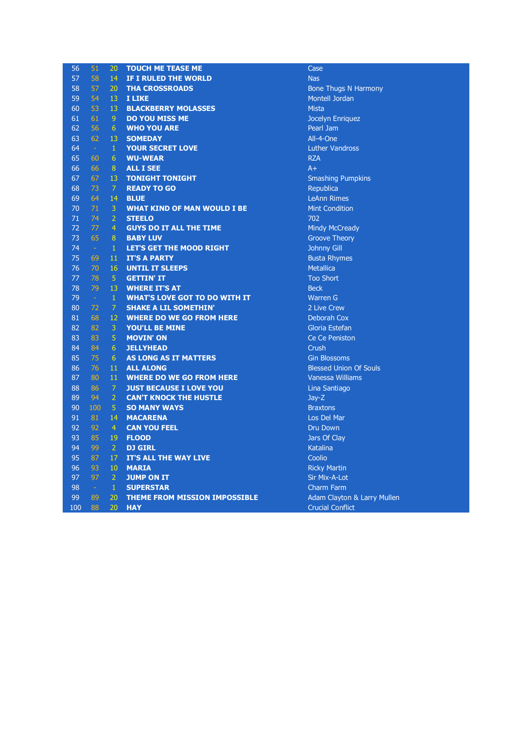| | | | | |
|---|---|---|---|---|
| 56 | 51 | 20 | TOUCH ME TEASE ME | Case |
| 57 | 58 | 14 | IF I RULED THE WORLD | Nas |
| 58 | 57 | 20 | THA CROSSROADS | Bone Thugs N Harmony |
| 59 | 54 | 13 | I LIKE | Montell Jordan |
| 60 | 53 | 13 | BLACKBERRY MOLASSES | Mista |
| 61 | 61 | 9 | DO YOU MISS ME | Jocelyn Enriquez |
| 62 | 56 | 6 | WHO YOU ARE | Pearl Jam |
| 63 | 62 | 13 | SOMEDAY | All-4-One |
| 64 | - | 1 | YOUR SECRET LOVE | Luther Vandross |
| 65 | 60 | 6 | WU-WEAR | RZA |
| 66 | 66 | 8 | ALL I SEE | A+ |
| 67 | 67 | 13 | TONIGHT TONIGHT | Smashing Pumpkins |
| 68 | 73 | 7 | READY TO GO | Republica |
| 69 | 64 | 14 | BLUE | LeAnn Rimes |
| 70 | 71 | 3 | WHAT KIND OF MAN WOULD I BE | Mint Condition |
| 71 | 74 | 2 | STEELO | 702 |
| 72 | 77 | 4 | GUYS DO IT ALL THE TIME | Mindy McCready |
| 73 | 65 | 8 | BABY LUV | Groove Theory |
| 74 | - | 1 | LET'S GET THE MOOD RIGHT | Johnny Gill |
| 75 | 69 | 11 | IT'S A PARTY | Busta Rhymes |
| 76 | 70 | 16 | UNTIL IT SLEEPS | Metallica |
| 77 | 78 | 5 | GETTIN' IT | Too Short |
| 78 | 79 | 13 | WHERE IT'S AT | Beck |
| 79 | - | 1 | WHAT'S LOVE GOT TO DO WITH IT | Warren G |
| 80 | 72 | 7 | SHAKE A LIL SOMETHIN' | 2 Live Crew |
| 81 | 68 | 12 | WHERE DO WE GO FROM HERE | Deborah Cox |
| 82 | 82 | 3 | YOU'LL BE MINE | Gloria Estefan |
| 83 | 83 | 5 | MOVIN' ON | Ce Ce Peniston |
| 84 | 84 | 6 | JELLYHEAD | Crush |
| 85 | 75 | 6 | AS LONG AS IT MATTERS | Gin Blossoms |
| 86 | 76 | 11 | ALL ALONG | Blessed Union Of Souls |
| 87 | 80 | 11 | WHERE DO WE GO FROM HERE | Vanessa Williams |
| 88 | 86 | 7 | JUST BECAUSE I LOVE YOU | Lina Santiago |
| 89 | 94 | 2 | CAN'T KNOCK THE HUSTLE | Jay-Z |
| 90 | 100 | 5 | SO MANY WAYS | Braxtons |
| 91 | 81 | 14 | MACARENA | Los Del Mar |
| 92 | 92 | 4 | CAN YOU FEEL | Dru Down |
| 93 | 85 | 19 | FLOOD | Jars Of Clay |
| 94 | 99 | 2 | DJ GIRL | Katalina |
| 95 | 87 | 17 | IT'S ALL THE WAY LIVE | Coolio |
| 96 | 93 | 10 | MARIA | Ricky Martin |
| 97 | 97 | 2 | JUMP ON IT | Sir Mix-A-Lot |
| 98 | - | 1 | SUPERSTAR | Charm Farm |
| 99 | 89 | 20 | THEME FROM MISSION IMPOSSIBLE | Adam Clayton & Larry Mullen |
| 100 | 88 | 20 | HAY | Crucial Conflict |